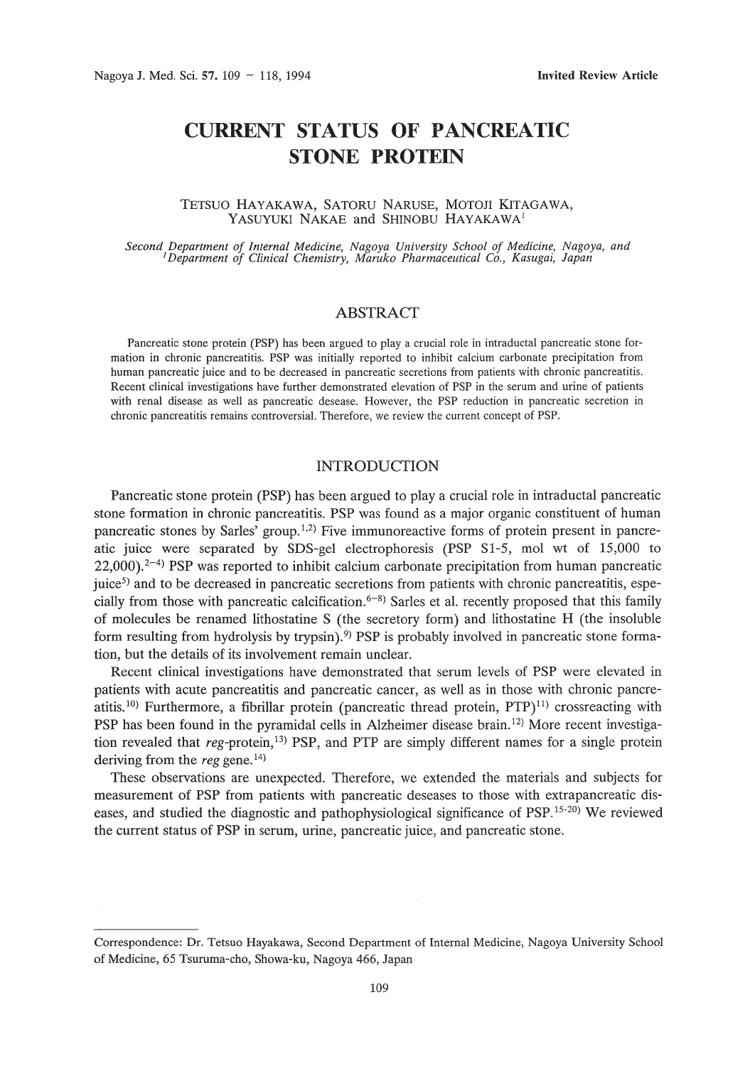Invited Review Article

# CURRENT STATUS OF PANCREATIC STONE PROTEIN

TETSUO HAYAKAWA, SATORU NARUSE, MOTOJI KITAGAWA, YASUYUKI NAKAE and SHINOBU HAYAKAWA[1]

*Second Department of Internal Medicine, Nagoya University School of Medicine, Nagoya, and [1]Department of Clinical Chemistry, Maruko Pharmaceutical Co., Kasugai, Japan*

## ABSTRACT

Pancreatic stone protein (PSP) has been argued to play a crucial role in intraductal pancreatic stone formation in chronic pancreatitis. PSP was initially reported to inhibit calcium carbonate precipitation from human pancreatic juice and to be decreased in pancreatic secretions from patients with chronic pancreatitis. Recent clinical investigations have further demonstrated elevation of PSP in the serum and urine of patients with renal disease as well as pancreatic desease. However, the PSP reduction in pancreatic secretion in chronic pancreatitis remains controversial. Therefore, we review the current concept of PSP.

## INTRODUCTION

Pancreatic stone protein (PSP) has been argued to play a crucial role in intraductal pancreatic stone formation in chronic pancreatitis. PSP was found as a major organic constituent of human pancreatic stones by Sarles' group.[1,2] Five immunoreactive forms of protein present in pancreatic juice were separated by SDS-gel electrophoresis (PSP S1-5, mol wt of 15,000 to 22,000).[2–4] PSP was reported to inhibit calcium carbonate precipitation from human pancreatic juice[5] and to be decreased in pancreatic secretions from patients with chronic pancreatitis, especially from those with pancreatic calcification.[6–8] Sarles et al. recently proposed that this family of molecules be renamed lithostatine S (the secretory form) and lithostatine H (the insoluble form resulting from hydrolysis by trypsin).[9] PSP is probably involved in pancreatic stone formation, but the details of its involvement remain unclear.

Recent clinical investigations have demonstrated that serum levels of PSP were elevated in patients with acute pancreatitis and pancreatic cancer, as well as in those with chronic pancreatitis.[10] Furthermore, a fibrillar protein (pancreatic thread protein, PTP)[11] crossreacting with PSP has been found in the pyramidal cells in Alzheimer disease brain.[12] More recent investigation revealed that *reg*-protein,[13] PSP, and PTP are simply different names for a single protein deriving from the *reg* gene.[14]

These observations are unexpected. Therefore, we extended the materials and subjects for measurement of PSP from patients with pancreatic deseases to those with extrapancreatic diseases, and studied the diagnostic and pathophysiological significance of PSP.[15-20] We reviewed the current status of PSP in serum, urine, pancreatic juice, and pancreatic stone.

---

Correspondence: Dr. Tetsuo Hayakawa, Second Department of Internal Medicine, Nagoya University School of Medicine, 65 Tsuruma-cho, Showa-ku, Nagoya 466, Japan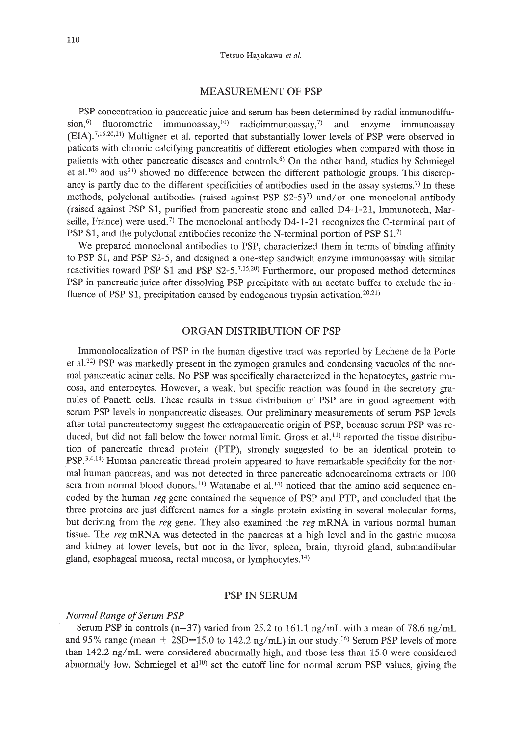## MEASUREMENT OF PSP

PSP concentration in pancreatic juice and serum has been determined by radial immunodiffusion,[6] fluorometric immunoassay,[10] radioimmunoassay,[7] and enzyme immunoassay (EIA).[7,15,20,21] Multigner et al. reported that substantially lower levels of PSP were observed in patients with chronic calcifying pancreatitis of different etiologies when compared with those in patients with other pancreatic diseases and controls.[6] On the other hand, studies by Schmiegel et al.[10] and us[21] showed no difference between the different pathologic groups. This discrepancy is partly due to the different specificities of antibodies used in the assay systems.[7] In these methods, polyclonal antibodies (raised against PSP S2-5)[7] and/or one monoclonal antibody (raised against PSP S1, purified from pancreatic stone and called D4-1-21, Immunotech, Marseille, France) were used.[7] The monoclonal antibody D4-1-21 recognizes the C-terminal part of PSP S1, and the polyclonal antibodies reconize the N-terminal portion of PSP S1.[7]

We prepared monoclonal antibodies to PSP, characterized them in terms of binding affinity to PSP S1, and PSP S2-5, and designed a one-step sandwich enzyme immunoassay with similar reactivities toward PSP S1 and PSP S2-5.[7,15,20] Furthermore, our proposed method determines PSP in pancreatic juice after dissolving PSP precipitate with an acetate buffer to exclude the influence of PSP S1, precipitation caused by endogenous trypsin activation.[20,21]

## ORGAN DISTRIBUTION OF PSP

Immonolocalization of PSP in the human digestive tract was reported by Lechene de la Porte et al.[22] PSP was markedly present in the zymogen granules and condensing vacuoles of the normal pancreatic acinar cells. No PSP was specifically characterized in the hepatocytes, gastric mucosa, and enterocytes. However, a weak, but specific reaction was found in the secretory granules of Paneth cells. These results in tissue distribution of PSP are in good agreement with serum PSP levels in nonpancreatic diseases. Our preliminary measurements of serum PSP levels after total pancreatectomy suggest the extrapancreatic origin of PSP, because serum PSP was reduced, but did not fall below the lower normal limit. Gross et al.[11] reported the tissue distribution of pancreatic thread protein (PTP), strongly suggested to be an identical protein to PSP.[3,4,14] Human pancreatic thread protein appeared to have remarkable specificity for the normal human pancreas, and was not detected in three pancreatic adenocarcinoma extracts or 100 sera from normal blood donors.[11] Watanabe et al.[14] noticed that the amino acid sequence encoded by the human *reg* gene contained the sequence of PSP and PTP, and concluded that the three proteins are just different names for a single protein existing in several molecular forms, but deriving from the *reg* gene. They also examined the *reg* mRNA in various normal human tissue. The *reg* mRNA was detected in the pancreas at a high level and in the gastric mucosa and kidney at lower levels, but not in the liver, spleen, brain, thyroid gland, submandibular gland, esophageal mucosa, rectal mucosa, or lymphocytes.[14]

## PSP IN SERUM

### *Normal Range of Serum PSP*

Serum PSP in controls (n=37) varied from 25.2 to 161.1 ng/mL with a mean of 78.6 ng/mL and 95% range (mean $\pm$ 2SD=15.0 to 142.2 ng/mL) in our study.[16] Serum PSP levels of more than 142.2 ng/mL were considered abnormally high, and those less than 15.0 were considered abnormally low. Schmiegel et al[10] set the cutoff line for normal serum PSP values, giving the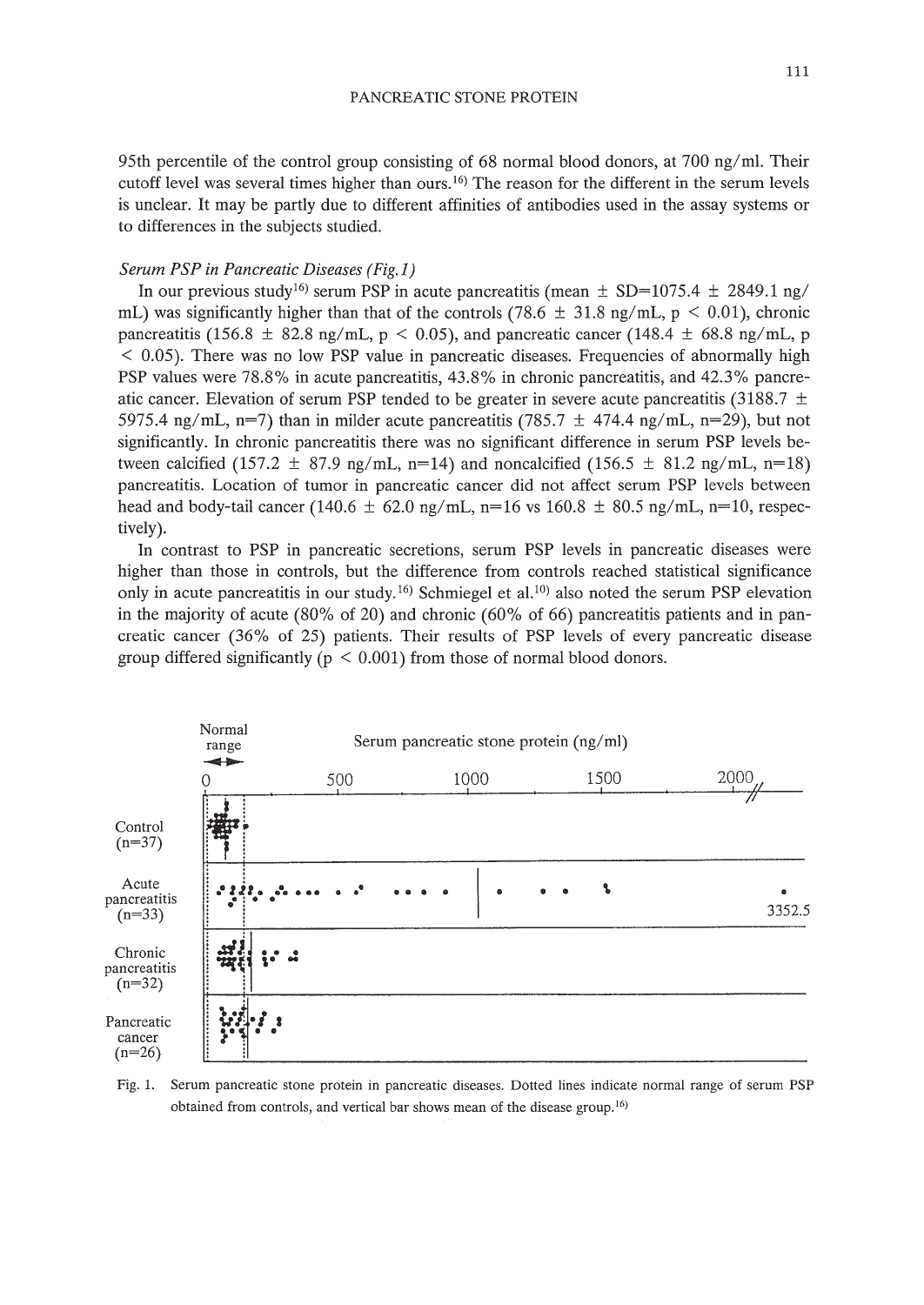95th percentile of the control group consisting of 68 normal blood donors, at 700 ng/ml. Their cutoff level was several times higher than ours.[16] The reason for the different in the serum levels is unclear. It may be partly due to different affinities of antibodies used in the assay systems or to differences in the subjects studied.

*Serum PSP in Pancreatic Diseases (Fig. 1)*

In our previous study[16] serum PSP in acute pancreatitis (mean ± SD=1075.4 ± 2849.1 ng/mL) was significantly higher than that of the controls (78.6 ± 31.8 ng/mL, $p < 0.01$), chronic pancreatitis (156.8 ± 82.8 ng/mL, $p < 0.05$), and pancreatic cancer (148.4 ± 68.8 ng/mL, $p < 0.05$). There was no low PSP value in pancreatic diseases. Frequencies of abnormally high PSP values were 78.8% in acute pancreatitis, 43.8% in chronic pancreatitis, and 42.3% pancreatic cancer. Elevation of serum PSP tended to be greater in severe acute pancreatitis (3188.7 ± 5975.4 ng/mL, n=7) than in milder acute pancreatitis (785.7 ± 474.4 ng/mL, n=29), but not significantly. In chronic pancreatitis there was no significant difference in serum PSP levels between calcified (157.2 ± 87.9 ng/mL, n=14) and noncalcified (156.5 ± 81.2 ng/mL, n=18) pancreatitis. Location of tumor in pancreatic cancer did not affect serum PSP levels between head and body-tail cancer (140.6 ± 62.0 ng/mL, n=16 vs 160.8 ± 80.5 ng/mL, n=10, respectively).

In contrast to PSP in pancreatic secretions, serum PSP levels in pancreatic diseases were higher than those in controls, but the difference from controls reached statistical significance only in acute pancreatitis in our study.[16] Schmiegel et al.[10] also noted the serum PSP elevation in the majority of acute (80% of 20) and chronic (60% of 66) pancreatitis patients and in pancreatic cancer (36% of 25) patients. Their results of PSP levels of every pancreatic disease group differed significantly ($p < 0.001$) from those of normal blood donors.

Fig. 1. Serum pancreatic stone protein in pancreatic diseases. Dotted lines indicate normal range of serum PSP obtained from controls, and vertical bar shows mean of the disease group.[16]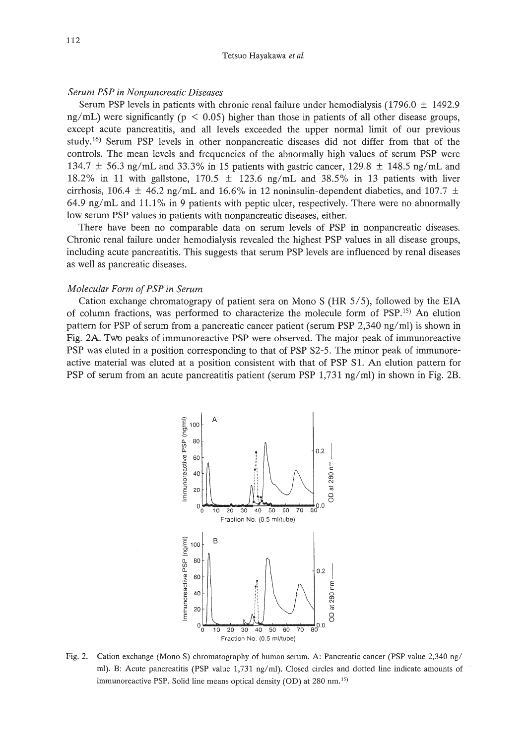### *Serum PSP in Nonpancreatic Diseases*

Serum PSP levels in patients with chronic renal failure under hemodialysis (1796.0 ± 1492.9 ng/mL) were significantly ($p < 0.05$) higher than those in patients of all other disease groups, except acute pancreatitis, and all levels exceeded the upper normal limit of our previous study.[16] Serum PSP levels in other nonpancreatic diseases did not differ from that of the controls. The mean levels and frequencies of the abnormally high values of serum PSP were 134.7 ± 56.3 ng/mL and 33.3% in 15 patients with gastric cancer, 129.8 ± 148.5 ng/mL and 18.2% in 11 with gallstone, 170.5 ± 123.6 ng/mL and 38.5% in 13 patients with liver cirrhosis, 106.4 ± 46.2 ng/mL and 16.6% in 12 noninsulin-dependent diabetics, and 107.7 ± 64.9 ng/mL and 11.1% in 9 patients with peptic ulcer, respectively. There were no abnormally low serum PSP values in patients with nonpancreatic diseases, either.

There have been no comparable data on serum levels of PSP in nonpancreatic diseases. Chronic renal failure under hemodialysis revealed the highest PSP values in all disease groups, including acute pancreatitis. This suggests that serum PSP levels are influenced by renal diseases as well as pancreatic diseases.

### *Molecular Form of PSP in Serum*

Cation exchange chromatograpy of patient sera on Mono S (HR 5/5), followed by the EIA of column fractions, was performed to characterize the molecule form of PSP.[15] An elution pattern for PSP of serum from a pancreatic cancer patient (serum PSP 2,340 ng/ml) is shown in Fig. 2A. Two peaks of immunoreactive PSP were observed. The major peak of immunoreactive PSP was eluted in a position corresponding to that of PSP S2-5. The minor peak of immunoreactive material was eluted at a position consistent with that of PSP S1. An elution pattern for PSP of serum from an acute pancreatitis patient (serum PSP 1,731 ng/ml) in shown in Fig. 2B.

Fig. 2. Cation exchange (Mono S) chromatography of human serum. A: Pancreatic cancer (PSP value 2,340 ng/ml). B: Acute pancreatitis (PSP value 1,731 ng/ml). Closed circles and dotted line indicate amounts of immunoreactive PSP. Solid line means optical density (OD) at 280 nm.[15]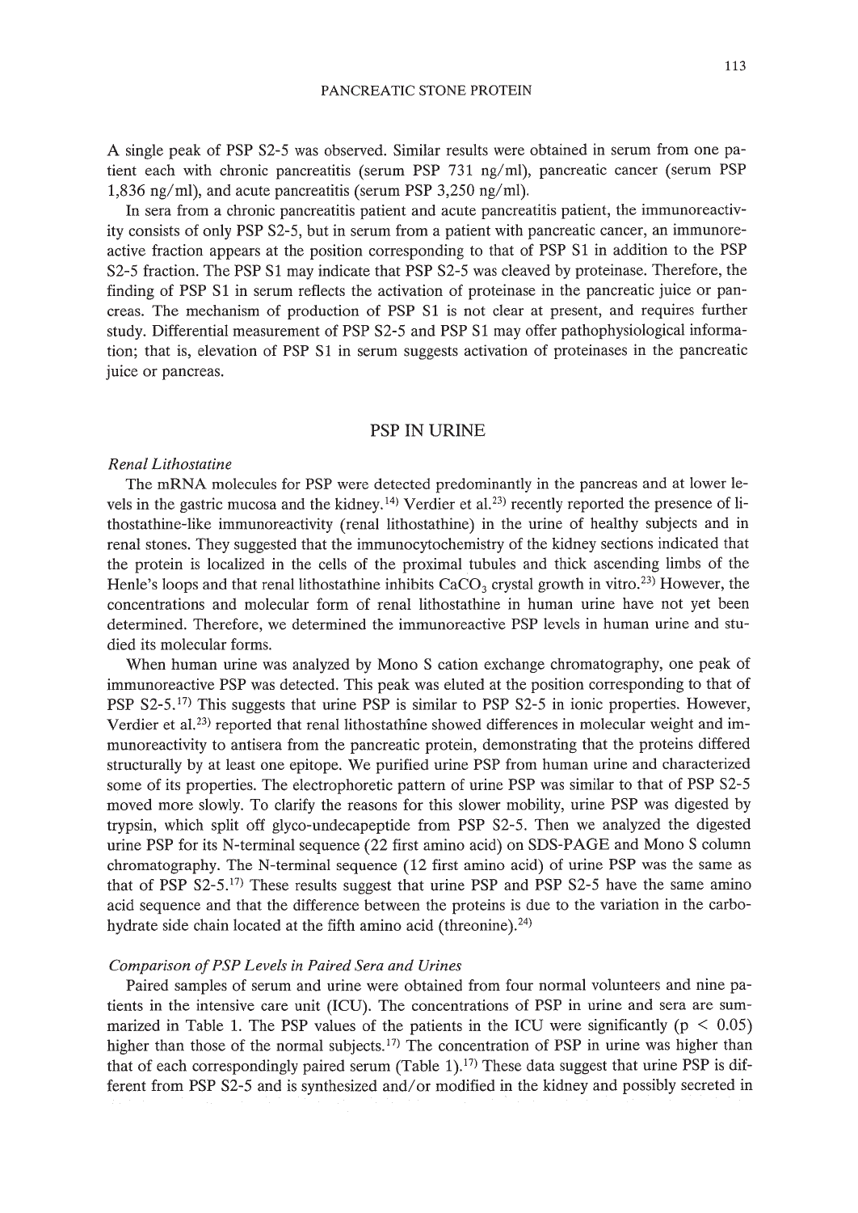A single peak of PSP S2-5 was observed. Similar results were obtained in serum from one patient each with chronic pancreatitis (serum PSP 731 ng/ml), pancreatic cancer (serum PSP 1,836 ng/ml), and acute pancreatitis (serum PSP 3,250 ng/ml).

In sera from a chronic pancreatitis patient and acute pancreatitis patient, the immunoreactivity consists of only PSP S2-5, but in serum from a patient with pancreatic cancer, an immunoreactive fraction appears at the position corresponding to that of PSP S1 in addition to the PSP S2-5 fraction. The PSP S1 may indicate that PSP S2-5 was cleaved by proteinase. Therefore, the finding of PSP S1 in serum reflects the activation of proteinase in the pancreatic juice or pancreas. The mechanism of production of PSP S1 is not clear at present, and requires further study. Differential measurement of PSP S2-5 and PSP S1 may offer pathophysiological information; that is, elevation of PSP S1 in serum suggests activation of proteinases in the pancreatic juice or pancreas.

## PSP IN URINE

### *Renal Lithostatine*

The mRNA molecules for PSP were detected predominantly in the pancreas and at lower levels in the gastric mucosa and the kidney.[14] Verdier et al.[23] recently reported the presence of lithostathine-like immunoreactivity (renal lithostathine) in the urine of healthy subjects and in renal stones. They suggested that the immunocytochemistry of the kidney sections indicated that the protein is localized in the cells of the proximal tubules and thick ascending limbs of the Henle's loops and that renal lithostathine inhibits $CaCO_3$ crystal growth in vitro.[23] However, the concentrations and molecular form of renal lithostathine in human urine have not yet been determined. Therefore, we determined the immunoreactive PSP levels in human urine and studied its molecular forms.

When human urine was analyzed by Mono S cation exchange chromatography, one peak of immunoreactive PSP was detected. This peak was eluted at the position corresponding to that of PSP S2-5.[17] This suggests that urine PSP is similar to PSP S2-5 in ionic properties. However, Verdier et al.[23] reported that renal lithostathine showed differences in molecular weight and immunoreactivity to antisera from the pancreatic protein, demonstrating that the proteins differed structurally by at least one epitope. We purified urine PSP from human urine and characterized some of its properties. The electrophoretic pattern of urine PSP was similar to that of PSP S2-5 moved more slowly. To clarify the reasons for this slower mobility, urine PSP was digested by trypsin, which split off glyco-undecapeptide from PSP S2-5. Then we analyzed the digested urine PSP for its N-terminal sequence (22 first amino acid) on SDS-PAGE and Mono S column chromatography. The N-terminal sequence (12 first amino acid) of urine PSP was the same as that of PSP S2-5.[17] These results suggest that urine PSP and PSP S2-5 have the same amino acid sequence and that the difference between the proteins is due to the variation in the carbohydrate side chain located at the fifth amino acid (threonine).[24]

### *Comparison of PSP Levels in Paired Sera and Urines*

Paired samples of serum and urine were obtained from four normal volunteers and nine patients in the intensive care unit (ICU). The concentrations of PSP in urine and sera are summarized in Table 1. The PSP values of the patients in the ICU were significantly ($p < 0.05$) higher than those of the normal subjects.[17] The concentration of PSP in urine was higher than that of each correspondingly paired serum (Table 1).[17] These data suggest that urine PSP is different from PSP S2-5 and is synthesized and/or modified in the kidney and possibly secreted in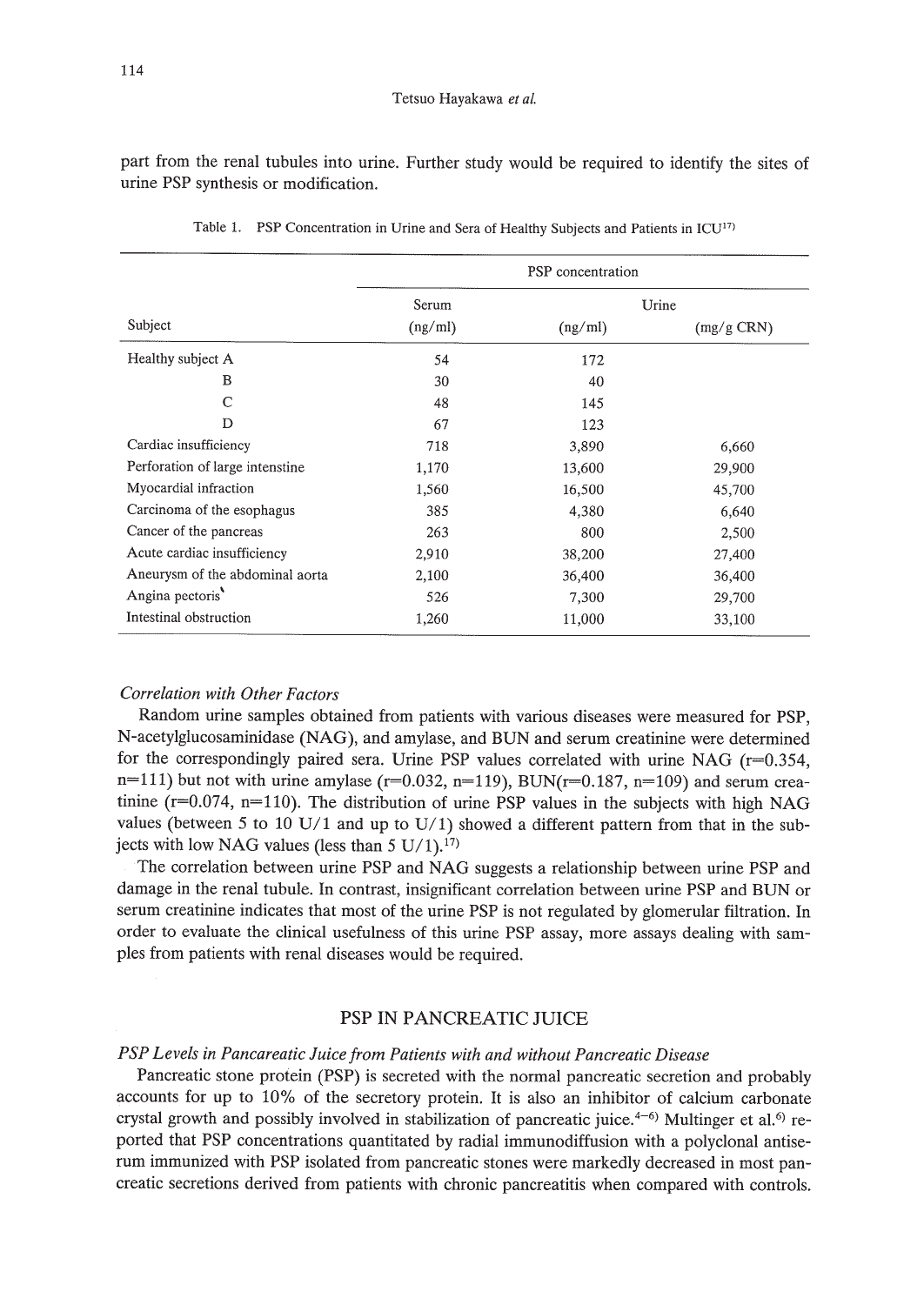part from the renal tubules into urine. Further study would be required to identify the sites of urine PSP synthesis or modification.

Table 1. PSP Concentration in Urine and Sera of Healthy Subjects and Patients in ICU[17]

| | PSP concentration | | |
|---|---|---|---|
| | Serum | Urine | |
| Subject | (ng/ml) | (ng/ml) | (mg/g CRN) |
| Healthy subject A | 54 | 172 | |
| B | 30 | 40 | |
| C | 48 | 145 | |
| D | 67 | 123 | |
| Cardiac insufficiency | 718 | 3,890 | 6,660 |
| Perforation of large intenstine | 1,170 | 13,600 | 29,900 |
| Myocardial infraction | 1,560 | 16,500 | 45,700 |
| Carcinoma of the esophagus | 385 | 4,380 | 6,640 |
| Cancer of the pancreas | 263 | 800 | 2,500 |
| Acute cardiac insufficiency | 2,910 | 38,200 | 27,400 |
| Aneurysm of the abdominal aorta | 2,100 | 36,400 | 36,400 |
| Angina pectoris | 526 | 7,300 | 29,700 |
| Intestinal obstruction | 1,260 | 11,000 | 33,100 |

*Correlation with Other Factors*

Random urine samples obtained from patients with various diseases were measured for PSP, N-acetylglucosaminidase (NAG), and amylase, and BUN and serum creatinine were determined for the correspondingly paired sera. Urine PSP values correlated with urine NAG ($r=0.354$, $n=111$) but not with urine amylase ($r=0.032$, $n=119$), BUN($r=0.187$, $n=109$) and serum creatinine ($r=0.074$, $n=110$). The distribution of urine PSP values in the subjects with high NAG values (between 5 to 10 U/1 and up to U/1) showed a different pattern from that in the subjects with low NAG values (less than 5 U/1).[17]

The correlation between urine PSP and NAG suggests a relationship between urine PSP and damage in the renal tubule. In contrast, insignificant correlation between urine PSP and BUN or serum creatinine indicates that most of the urine PSP is not regulated by glomerular filtration. In order to evaluate the clinical usefulness of this urine PSP assay, more assays dealing with samples from patients with renal diseases would be required.

## PSP IN PANCREATIC JUICE

*PSP Levels in Pancareatic Juice from Patients with and without Pancreatic Disease*

Pancreatic stone protein (PSP) is secreted with the normal pancreatic secretion and probably accounts for up to 10% of the secretory protein. It is also an inhibitor of calcium carbonate crystal growth and possibly involved in stabilization of pancreatic juice.[4–6] Multinger et al.[6] reported that PSP concentrations quantitated by radial immunodiffusion with a polyclonal antiserum immunized with PSP isolated from pancreatic stones were markedly decreased in most pancreatic secretions derived from patients with chronic pancreatitis when compared with controls.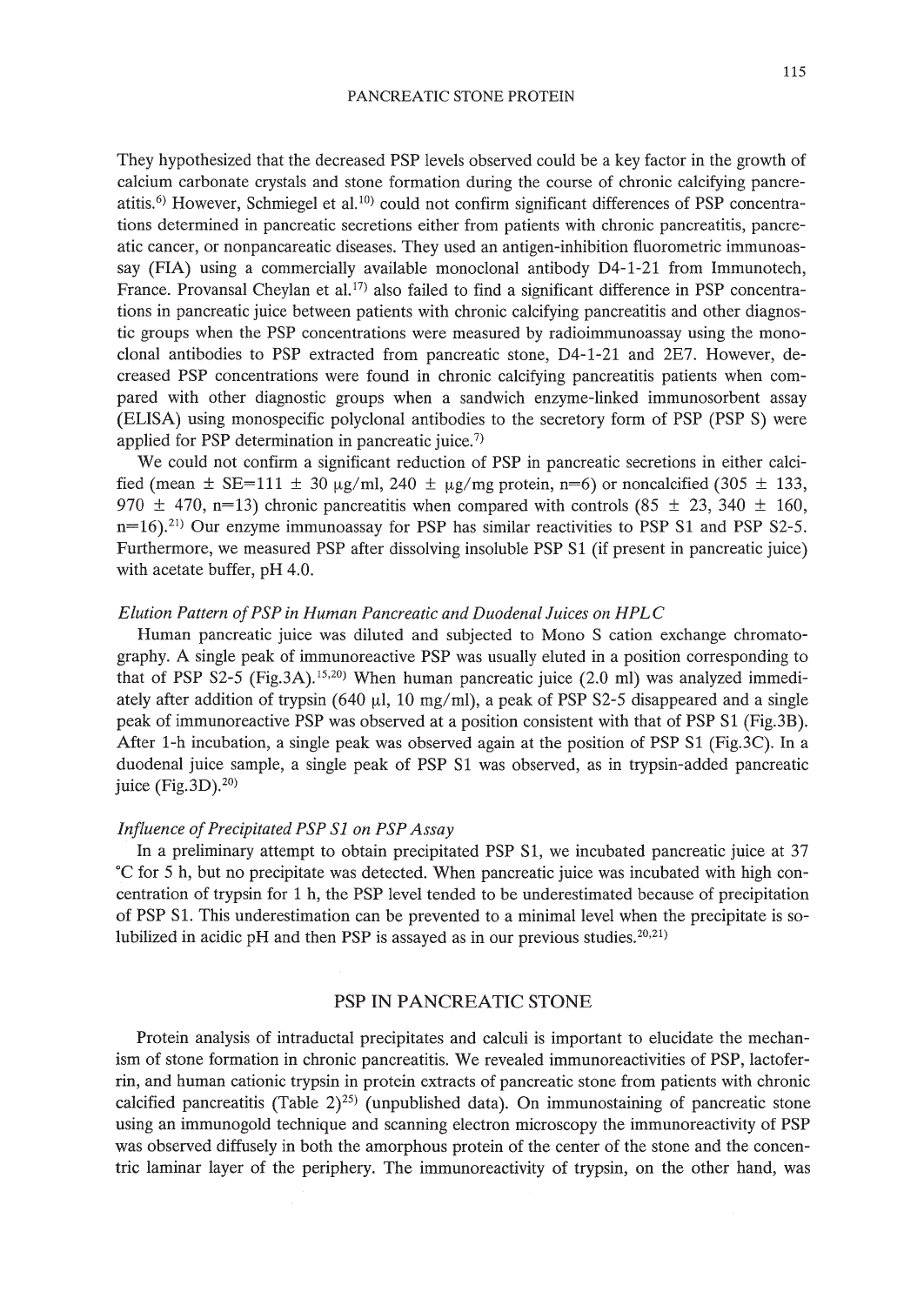They hypothesized that the decreased PSP levels observed could be a key factor in the growth of calcium carbonate crystals and stone formation during the course of chronic calcifying pancreatitis.[6] However, Schmiegel et al.[10] could not confirm significant differences of PSP concentrations determined in pancreatic secretions either from patients with chronic pancreatitis, pancreatic cancer, or nonpancareatic diseases. They used an antigen-inhibition fluorometric immunoassay (FIA) using a commercially available monoclonal antibody D4-1-21 from Immunotech, France. Provansal Cheylan et al.[17] also failed to find a significant difference in PSP concentrations in pancreatic juice between patients with chronic calcifying pancreatitis and other diagnostic groups when the PSP concentrations were measured by radioimmunoassay using the monoclonal antibodies to PSP extracted from pancreatic stone, D4-1-21 and 2E7. However, decreased PSP concentrations were found in chronic calcifying pancreatitis patients when compared with other diagnostic groups when a sandwich enzyme-linked immunosorbent assay (ELISA) using monospecific polyclonal antibodies to the secretory form of PSP (PSP S) were applied for PSP determination in pancreatic juice.[7]

We could not confirm a significant reduction of PSP in pancreatic secretions in either calcified (mean ± SE=111 ± 30 μg/ml, 240 ± μg/mg protein, n=6) or noncalcified (305 ± 133, 970 ± 470, n=13) chronic pancreatitis when compared with controls (85 ± 23, 340 ± 160, n=16).[21] Our enzyme immunoassay for PSP has similar reactivities to PSP S1 and PSP S2-5. Furthermore, we measured PSP after dissolving insoluble PSP S1 (if present in pancreatic juice) with acetate buffer, pH 4.0.

*Elution Pattern of PSP in Human Pancreatic and Duodenal Juices on HPLC*

Human pancreatic juice was diluted and subjected to Mono S cation exchange chromatography. A single peak of immunoreactive PSP was usually eluted in a position corresponding to that of PSP S2-5 (Fig.3A).[15,20] When human pancreatic juice (2.0 ml) was analyzed immediately after addition of trypsin (640 μl, 10 mg/ml), a peak of PSP S2-5 disappeared and a single peak of immunoreactive PSP was observed at a position consistent with that of PSP S1 (Fig.3B). After 1-h incubation, a single peak was observed again at the position of PSP S1 (Fig.3C). In a duodenal juice sample, a single peak of PSP S1 was observed, as in trypsin-added pancreatic juice (Fig.3D).[20]

*Influence of Precipitated PSP S1 on PSP Assay*

In a preliminary attempt to obtain precipitated PSP S1, we incubated pancreatic juice at 37 °C for 5 h, but no precipitate was detected. When pancreatic juice was incubated with high concentration of trypsin for 1 h, the PSP level tended to be underestimated because of precipitation of PSP S1. This underestimation can be prevented to a minimal level when the precipitate is solubilized in acidic pH and then PSP is assayed as in our previous studies.[20,21]

## PSP IN PANCREATIC STONE

Protein analysis of intraductal precipitates and calculi is important to elucidate the mechanism of stone formation in chronic pancreatitis. We revealed immunoreactivities of PSP, lactoferrin, and human cationic trypsin in protein extracts of pancreatic stone from patients with chronic calcified pancreatitis (Table 2)[25] (unpublished data). On immunostaining of pancreatic stone using an immunogold technique and scanning electron microscopy the immunoreactivity of PSP was observed diffusely in both the amorphous protein of the center of the stone and the concentric laminar layer of the periphery. The immunoreactivity of trypsin, on the other hand, was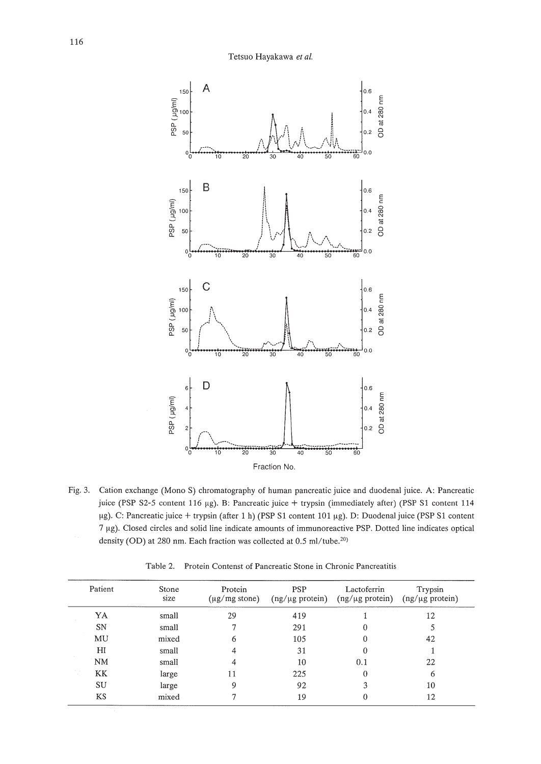Fig. 3. Cation exchange (Mono S) chromatography of human pancreatic juice and duodenal juice. A: Pancreatic juice (PSP S2-5 content 116 μg). B: Pancreatic juice + trypsin (immediately after) (PSP S1 content 114 μg). C: Pancreatic juice + trypsin (after 1 h) (PSP S1 content 101 μg). D: Duodenal juice (PSP S1 content 7 μg). Closed circles and solid line indicate amounts of immunoreactive PSP. Dotted line indicates optical density (OD) at 280 nm. Each fraction was collected at 0.5 ml/tube.[20]

Table 2. Protein Contenst of Pancreatic Stone in Chronic Pancreatitis

| Patient | Stone size | Protein (μg/mg stone) | PSP (ng/μg protein) | Lactoferrin (ng/μg protein) | Trypsin (ng/μg protein) |
|---|---|---|---|---|---|
| YA | small | 29 | 419 | 1 | 12 |
| SN | small | 7 | 291 | 0 | 5 |
| MU | mixed | 6 | 105 | 0 | 42 |
| HI | small | 4 | 31 | 0 | 1 |
| NM | small | 4 | 10 | 0.1 | 22 |
| KK | large | 11 | 225 | 0 | 6 |
| SU | large | 9 | 92 | 3 | 10 |
| KS | mixed | 7 | 19 | 0 | 12 |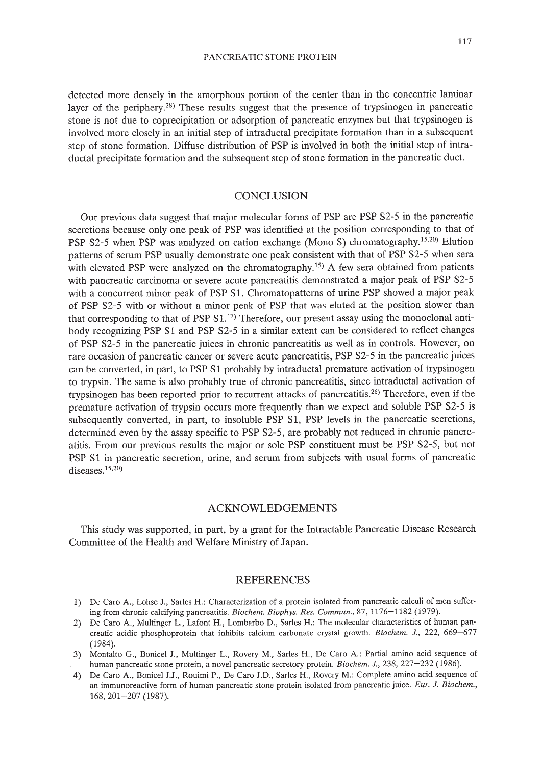detected more densely in the amorphous portion of the center than in the concentric laminar layer of the periphery.[28] These results suggest that the presence of trypsinogen in pancreatic stone is not due to coprecipitation or adsorption of pancreatic enzymes but that trypsinogen is involved more closely in an initial step of intraductal precipitate formation than in a subsequent step of stone formation. Diffuse distribution of PSP is involved in both the initial step of intraductal precipitate formation and the subsequent step of stone formation in the pancreatic duct.

## CONCLUSION

Our previous data suggest that major molecular forms of PSP are PSP S2-5 in the pancreatic secretions because only one peak of PSP was identified at the position corresponding to that of PSP S2-5 when PSP was analyzed on cation exchange (Mono S) chromatography.[15,20] Elution patterns of serum PSP usually demonstrate one peak consistent with that of PSP S2-5 when sera with elevated PSP were analyzed on the chromatography.[15] A few sera obtained from patients with pancreatic carcinoma or severe acute pancreatitis demonstrated a major peak of PSP S2-5 with a concurrent minor peak of PSP S1. Chromatopatterns of urine PSP showed a major peak of PSP S2-5 with or without a minor peak of PSP that was eluted at the position slower than that corresponding to that of PSP S1.[17] Therefore, our present assay using the monoclonal antibody recognizing PSP S1 and PSP S2-5 in a similar extent can be considered to reflect changes of PSP S2-5 in the pancreatic juices in chronic pancreatitis as well as in controls. However, on rare occasion of pancreatic cancer or severe acute pancreatitis, PSP S2-5 in the pancreatic juices can be converted, in part, to PSP S1 probably by intraductal premature activation of trypsinogen to trypsin. The same is also probably true of chronic pancreatitis, since intraductal activation of trypsinogen has been reported prior to recurrent attacks of pancreatitis.[26] Therefore, even if the premature activation of trypsin occurs more frequently than we expect and soluble PSP S2-5 is subsequently converted, in part, to insoluble PSP S1, PSP levels in the pancreatic secretions, determined even by the assay specific to PSP S2-5, are probably not reduced in chronic pancreatitis. From our previous results the major or sole PSP constituent must be PSP S2-5, but not PSP S1 in pancreatic secretion, urine, and serum from subjects with usual forms of pancreatic diseases.[15,20]

## ACKNOWLEDGEMENTS

This study was supported, in part, by a grant for the Intractable Pancreatic Disease Research Committee of the Health and Welfare Ministry of Japan.

## REFERENCES

1) De Caro A., Lohse J., Sarles H.: Characterization of a protein isolated from pancreatic calculi of men suffering from chronic calcifying pancreatitis. *Biochem. Biophys. Res. Commun.*, 87, 1176–1182 (1979).
2) De Caro A., Multinger L., Lafont H., Lombarbo D., Sarles H.: The molecular characteristics of human pancreatic acidic phosphoprotein that inhibits calcium carbonate crystal growth. *Biochem. J.*, 222, 669–677 (1984).
3) Montalto G., Bonicel J., Multinger L., Rovery M., Sarles H., De Caro A.: Partial amino acid sequence of human pancreatic stone protein, a novel pancreatic secretory protein. *Biochem. J.*, 238, 227–232 (1986).
4) De Caro A., Bonicel J.J., Rouimi P., De Caro J.D., Sarles H., Rovery M.: Complete amino acid sequence of an immunoreactive form of human pancreatic stone protein isolated from pancreatic juice. *Eur. J. Biochem.*, 168, 201–207 (1987).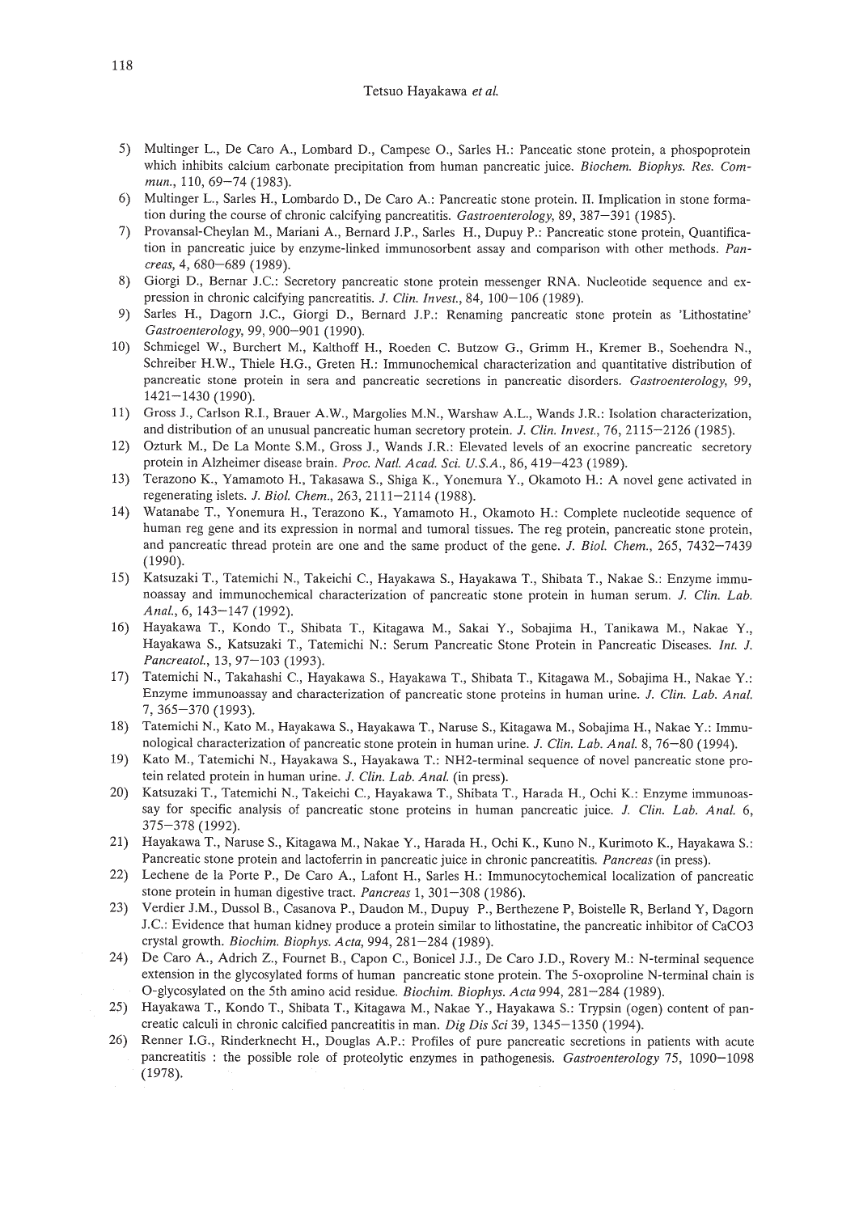5) Multinger L., De Caro A., Lombard D., Campese O., Sarles H.: Panceatic stone protein, a phospoprotein which inhibits calcium carbonate precipitation from human pancreatic juice. *Biochem. Biophys. Res. Commun.*, 110, 69–74 (1983).

6) Multinger L., Sarles H., Lombardo D., De Caro A.: Pancreatic stone protein. II. Implication in stone formation during the course of chronic calcifying pancreatitis. *Gastroenterology*, 89, 387–391 (1985).

7) Provansal-Cheylan M., Mariani A., Bernard J.P., Sarles H., Dupuy P.: Pancreatic stone protein, Quantification in pancreatic juice by enzyme-linked immunosorbent assay and comparison with other methods. *Pancreas*, 4, 680–689 (1989).

8) Giorgi D., Bernar J.C.: Secretory pancreatic stone protein messenger RNA. Nucleotide sequence and expression in chronic calcifying pancreatitis. *J. Clin. Invest.*, 84, 100–106 (1989).

9) Sarles H., Dagorn J.C., Giorgi D., Bernard J.P.: Renaming pancreatic stone protein as 'Lithostatine' *Gastroenterology*, 99, 900–901 (1990).

10) Schmiegel W., Burchert M., Kalthoff H., Roeden C. Butzow G., Grimm H., Kremer B., Soehendra N., Schreiber H.W., Thiele H.G., Greten H.: Immunochemical characterization and quantitative distribution of pancreatic stone protein in sera and pancreatic secretions in pancreatic disorders. *Gastroenterology*, 99, 1421–1430 (1990).

11) Gross J., Carlson R.I., Brauer A.W., Margolies M.N., Warshaw A.L., Wands J.R.: Isolation characterization, and distribution of an unusual pancreatic human secretory protein. *J. Clin. Invest.*, 76, 2115–2126 (1985).

12) Ozturk M., De La Monte S.M., Gross J., Wands J.R.: Elevated levels of an exocrine pancreatic secretory protein in Alzheimer disease brain. *Proc. Natl. Acad. Sci. U.S.A.*, 86, 419–423 (1989).

13) Terazono K., Yamamoto H., Takasawa S., Shiga K., Yonemura Y., Okamoto H.: A novel gene activated in regenerating islets. *J. Biol. Chem.*, 263, 2111–2114 (1988).

14) Watanabe T., Yonemura H., Terazono K., Yamamoto H., Okamoto H.: Complete nucleotide sequence of human reg gene and its expression in normal and tumoral tissues. The reg protein, pancreatic stone protein, and pancreatic thread protein are one and the same product of the gene. *J. Biol. Chem.*, 265, 7432–7439 (1990).

15) Katsuzaki T., Tatemichi N., Takeichi C., Hayakawa S., Hayakawa T., Shibata T., Nakae S.: Enzyme immunoassay and immunochemical characterization of pancreatic stone protein in human serum. *J. Clin. Lab. Anal.*, 6, 143–147 (1992).

16) Hayakawa T., Kondo T., Shibata T., Kitagawa M., Sakai Y., Sobajima H., Tanikawa M., Nakae Y., Hayakawa S., Katsuzaki T., Tatemichi N.: Serum Pancreatic Stone Protein in Pancreatic Diseases. *Int. J. Pancreatol.*, 13, 97–103 (1993).

17) Tatemichi N., Takahashi C., Hayakawa S., Hayakawa T., Shibata T., Kitagawa M., Sobajima H., Nakae Y.: Enzyme immunoassay and characterization of pancreatic stone proteins in human urine. *J. Clin. Lab. Anal.* 7, 365–370 (1993).

18) Tatemichi N., Kato M., Hayakawa S., Hayakawa T., Naruse S., Kitagawa M., Sobajima H., Nakae Y.: Immunological characterization of pancreatic stone protein in human urine. *J. Clin. Lab. Anal.* 8, 76–80 (1994).

19) Kato M., Tatemichi N., Hayakawa S., Hayakawa T.: NH2-terminal sequence of novel pancreatic stone protein related protein in human urine. *J. Clin. Lab. Anal.* (in press).

20) Katsuzaki T., Tatemichi N., Takeichi C., Hayakawa T., Shibata T., Harada H., Ochi K.: Enzyme immunoassay for specific analysis of pancreatic stone proteins in human pancreatic juice. *J. Clin. Lab. Anal.* 6, 375–378 (1992).

21) Hayakawa T., Naruse S., Kitagawa M., Nakae Y., Harada H., Ochi K., Kuno N., Kurimoto K., Hayakawa S.: Pancreatic stone protein and lactoferrin in pancreatic juice in chronic pancreatitis. *Pancreas* (in press).

22) Lechene de la Porte P., De Caro A., Lafont H., Sarles H.: Immunocytochemical localization of pancreatic stone protein in human digestive tract. *Pancreas* 1, 301–308 (1986).

23) Verdier J.M., Dussol B., Casanova P., Daudon M., Dupuy P., Berthezene P, Boistelle R, Berland Y, Dagorn J.C.: Evidence that human kidney produce a protein similar to lithostatine, the pancreatic inhibitor of CaCO3 crystal growth. *Biochim. Biophys. Acta*, 994, 281–284 (1989).

24) De Caro A., Adrich Z., Fournet B., Capon C., Bonicel J.J., De Caro J.D., Rovery M.: N-terminal sequence extension in the glycosylated forms of human pancreatic stone protein. The 5-oxoproline N-terminal chain is O-glycosylated on the 5th amino acid residue. *Biochim. Biophys. Acta* 994, 281–284 (1989).

25) Hayakawa T., Kondo T., Shibata T., Kitagawa M., Nakae Y., Hayakawa S.: Trypsin (ogen) content of pancreatic calculi in chronic calcified pancreatitis in man. *Dig Dis Sci* 39, 1345–1350 (1994).

26) Renner I.G., Rinderknecht H., Douglas A.P.: Profiles of pure pancreatic secretions in patients with acute pancreatitis : the possible role of proteolytic enzymes in pathogenesis. *Gastroenterology* 75, 1090–1098 (1978).